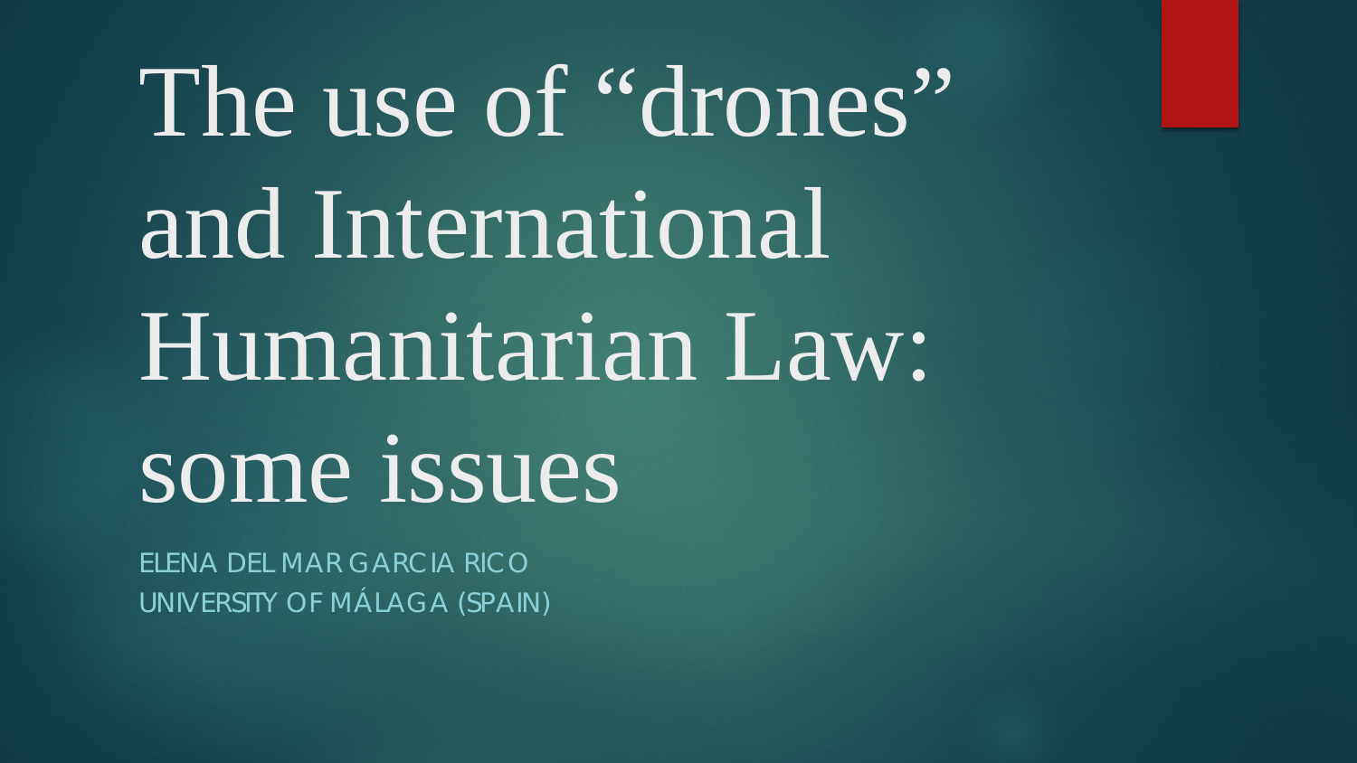# The use of “drones” and International Humanitarian Law: some issues

ELENA DEL MAR GARCIA RICO
UNIVERSITY OF MÁLAGA (SPAIN)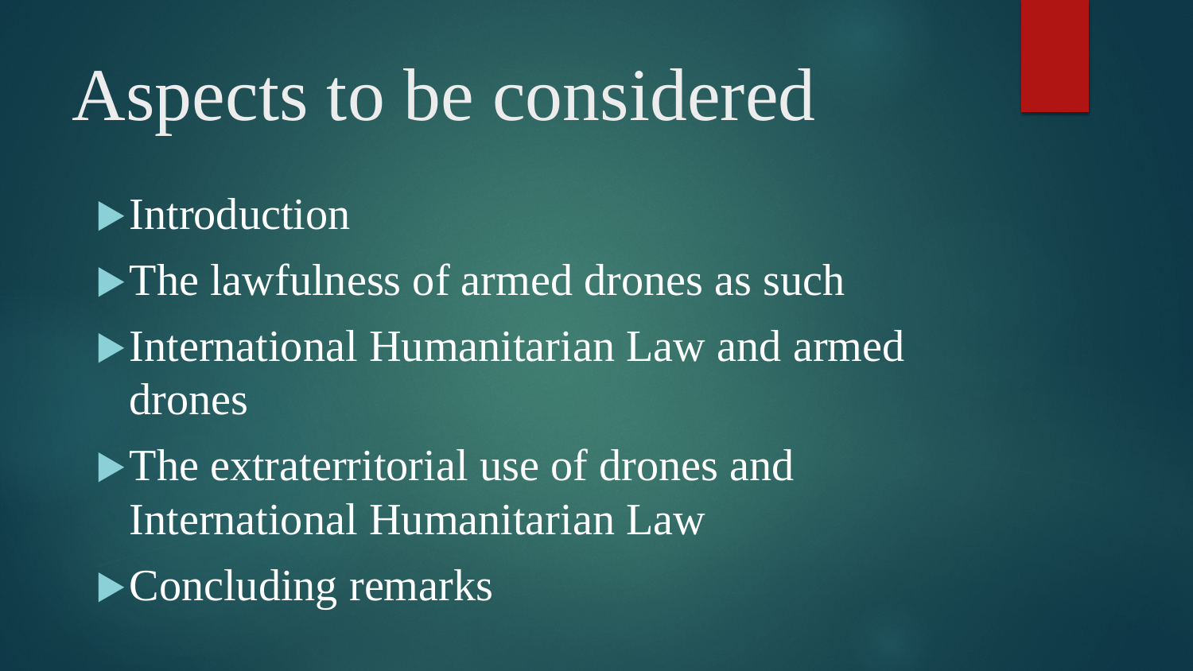# Aspects to be considered

- Introduction
- The lawfulness of armed drones as such
- International Humanitarian Law and armed drones
- The extraterritorial use of drones and International Humanitarian Law
- Concluding remarks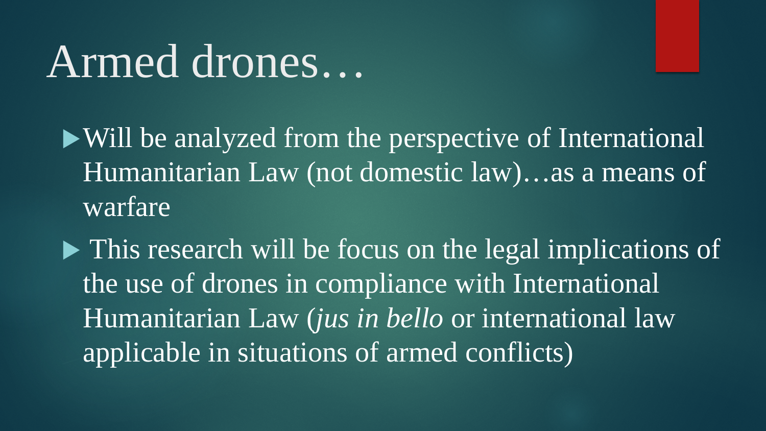# Armed drones…

- Will be analyzed from the perspective of International Humanitarian Law (not domestic law)…as a means of warfare
- This research will be focus on the legal implications of the use of drones in compliance with International Humanitarian Law (*jus in bello* or international law applicable in situations of armed conflicts)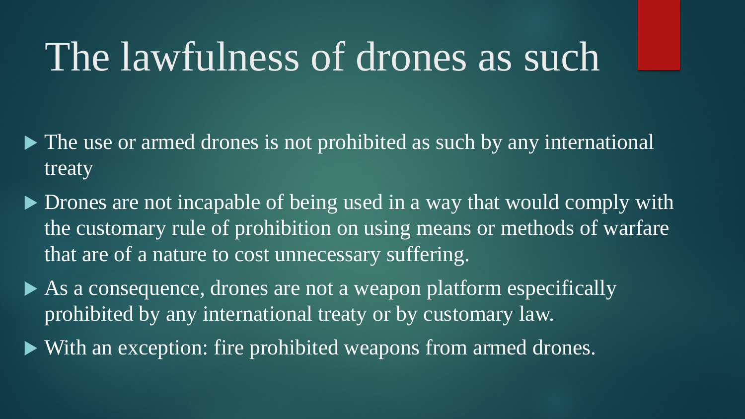# The lawfulness of drones as such

- The use or armed drones is not prohibited as such by any international treaty
- Drones are not incapable of being used in a way that would comply with the customary rule of prohibition on using means or methods of warfare that are of a nature to cost unnecessary suffering.
- As a consequence, drones are not a weapon platform especifically prohibited by any international treaty or by customary law.
- With an exception: fire prohibited weapons from armed drones.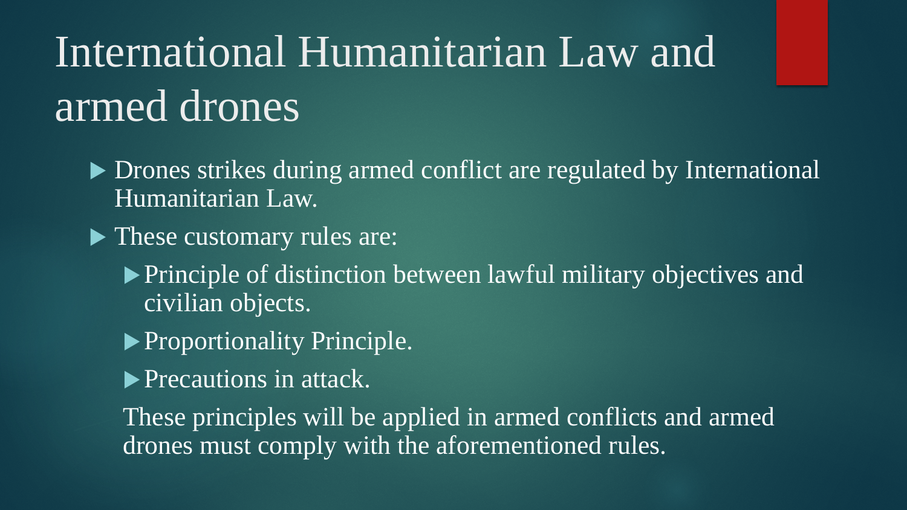# International Humanitarian Law and armed drones

- Drones strikes during armed conflict are regulated by International Humanitarian Law.
- These customary rules are:
  - Principle of distinction between lawful military objectives and civilian objects.
  - Proportionality Principle.
  - Precautions in attack.

  These principles will be applied in armed conflicts and armed drones must comply with the aforementioned rules.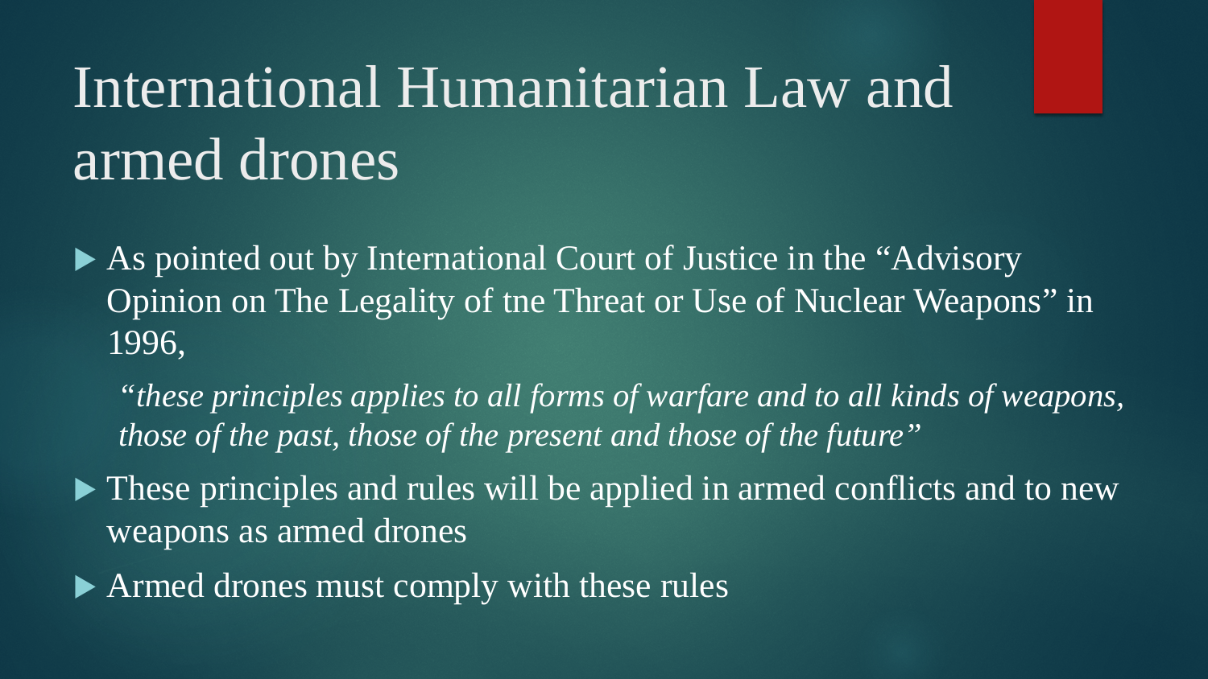# International Humanitarian Law and armed drones

- As pointed out by International Court of Justice in the "Advisory Opinion on The Legality of tne Threat or Use of Nuclear Weapons" in 1996,

  *"these principles applies to all forms of warfare and to all kinds of weapons, those of the past, those of the present and those of the future"*

- These principles and rules will be applied in armed conflicts and to new weapons as armed drones
- Armed drones must comply with these rules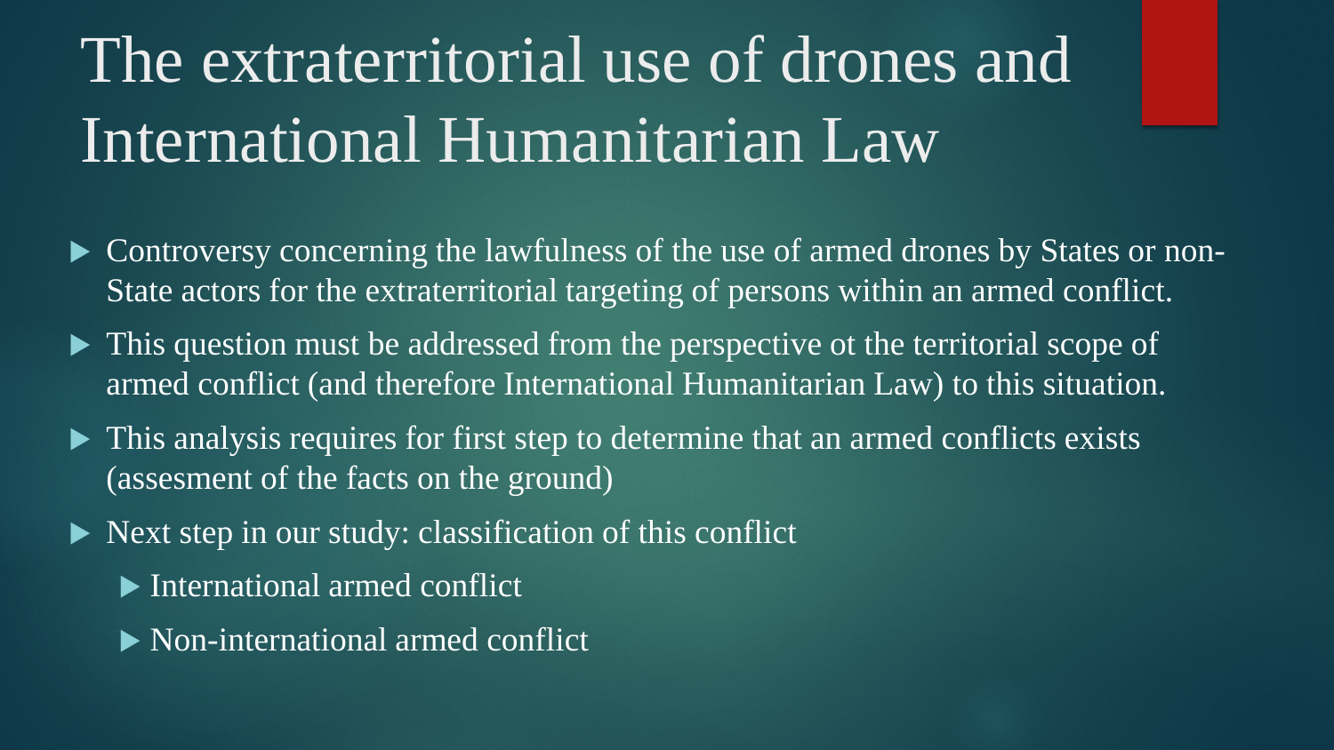# The extraterritorial use of drones and International Humanitarian Law

- Controversy concerning the lawfulness of the use of armed drones by States or non-State actors for the extraterritorial targeting of persons within an armed conflict.
- This question must be addressed from the perspective ot the territorial scope of armed conflict (and therefore International Humanitarian Law) to this situation.
- This analysis requires for first step to determine that an armed conflicts exists (assesment of the facts on the ground)
- Next step in our study: classification of this conflict
  - International armed conflict
  - Non-international armed conflict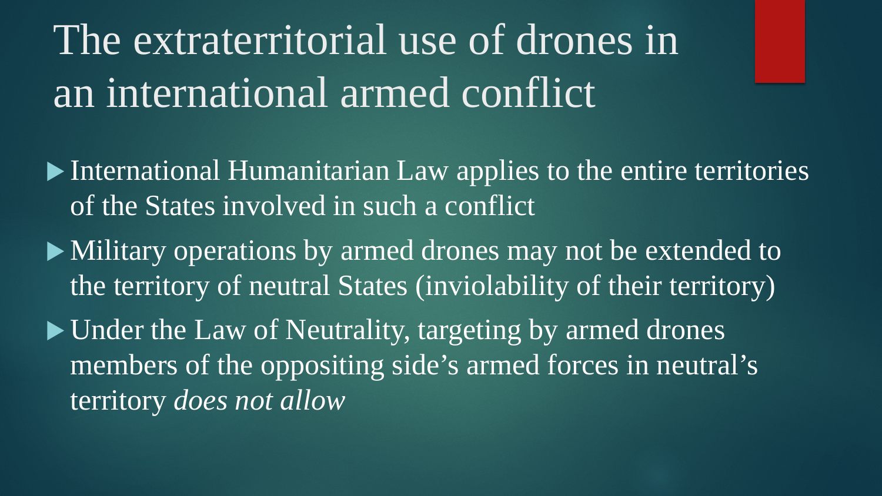# The extraterritorial use of drones in an international armed conflict

- International Humanitarian Law applies to the entire territories of the States involved in such a conflict
- Military operations by armed drones may not be extended to the territory of neutral States (inviolability of their territory)
- Under the Law of Neutrality, targeting by armed drones members of the oppositing side's armed forces in neutral's territory *does not allow*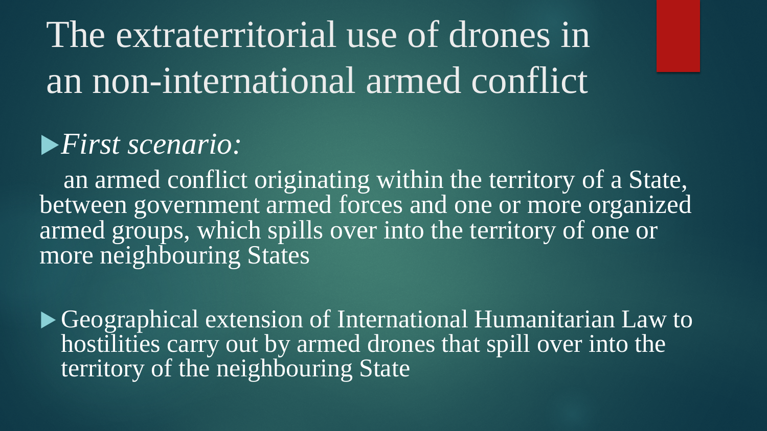# The extraterritorial use of drones in an non-international armed conflict

- *First scenario:*

  an armed conflict originating within the territory of a State, between government armed forces and one or more organized armed groups, which spills over into the territory of one or more neighbouring States

- Geographical extension of International Humanitarian Law to hostilities carry out by armed drones that spill over into the territory of the neighbouring State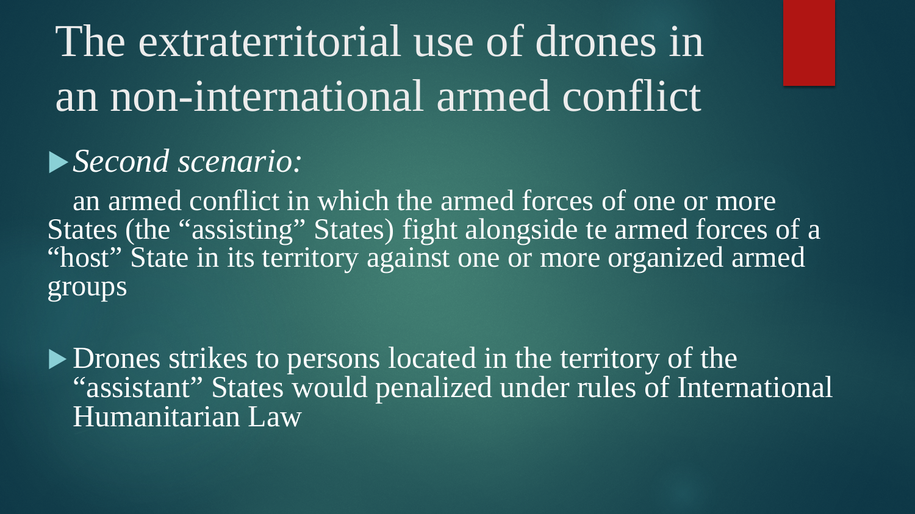# The extraterritorial use of drones in an non-international armed conflict

- *Second scenario:*

  an armed conflict in which the armed forces of one or more States (the "assisting" States) fight alongside te armed forces of a "host" State in its territory against one or more organized armed groups

- Drones strikes to persons located in the territory of the "assistant" States would penalized under rules of International Humanitarian Law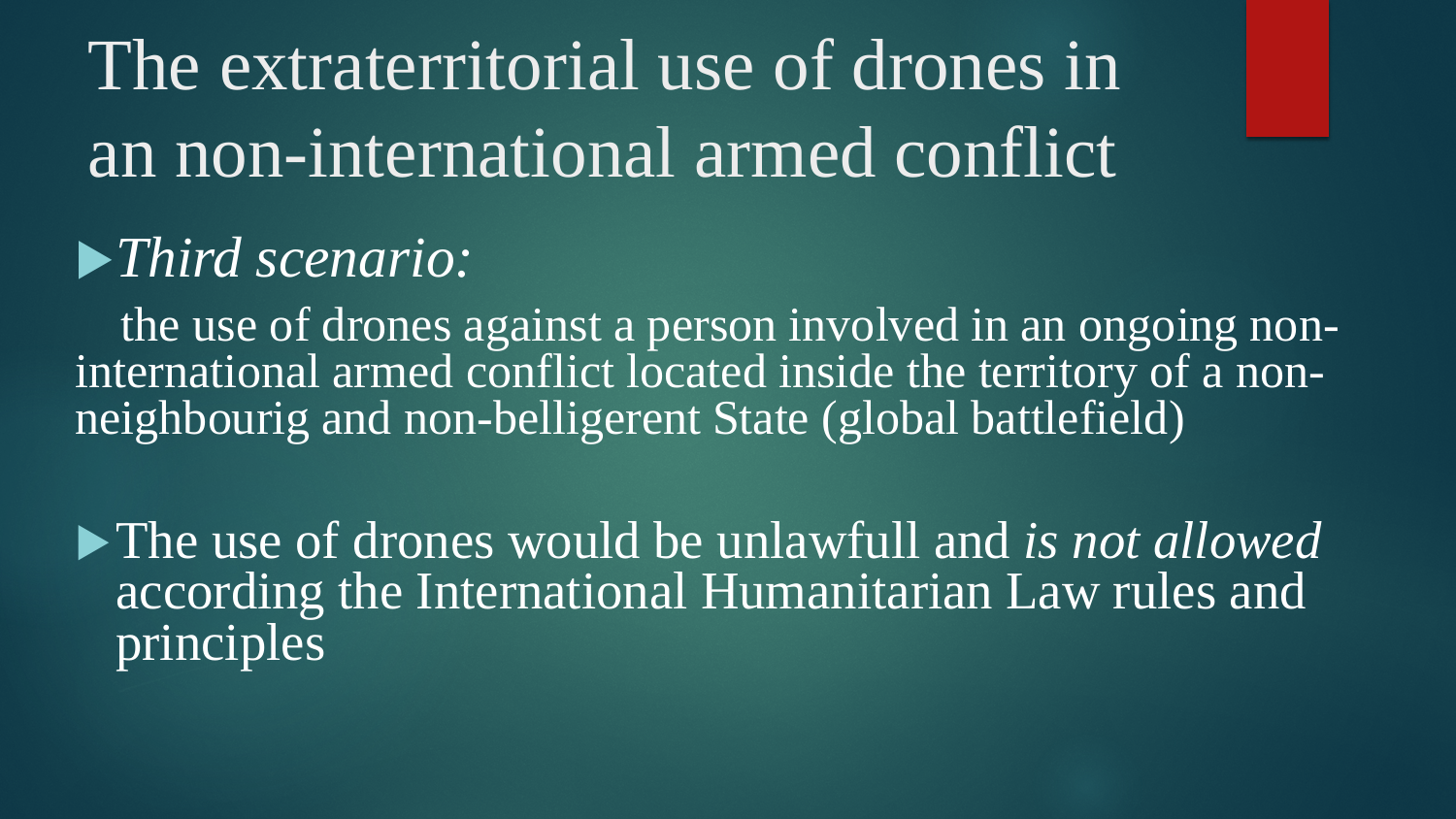# The extraterritorial use of drones in an non-international armed conflict

- *Third scenario:*

the use of drones against a person involved in an ongoing non-international armed conflict located inside the territory of a non-neighbourig and non-belligerent State (global battlefield)

- The use of drones would be unlawfull and *is not allowed* according the International Humanitarian Law rules and principles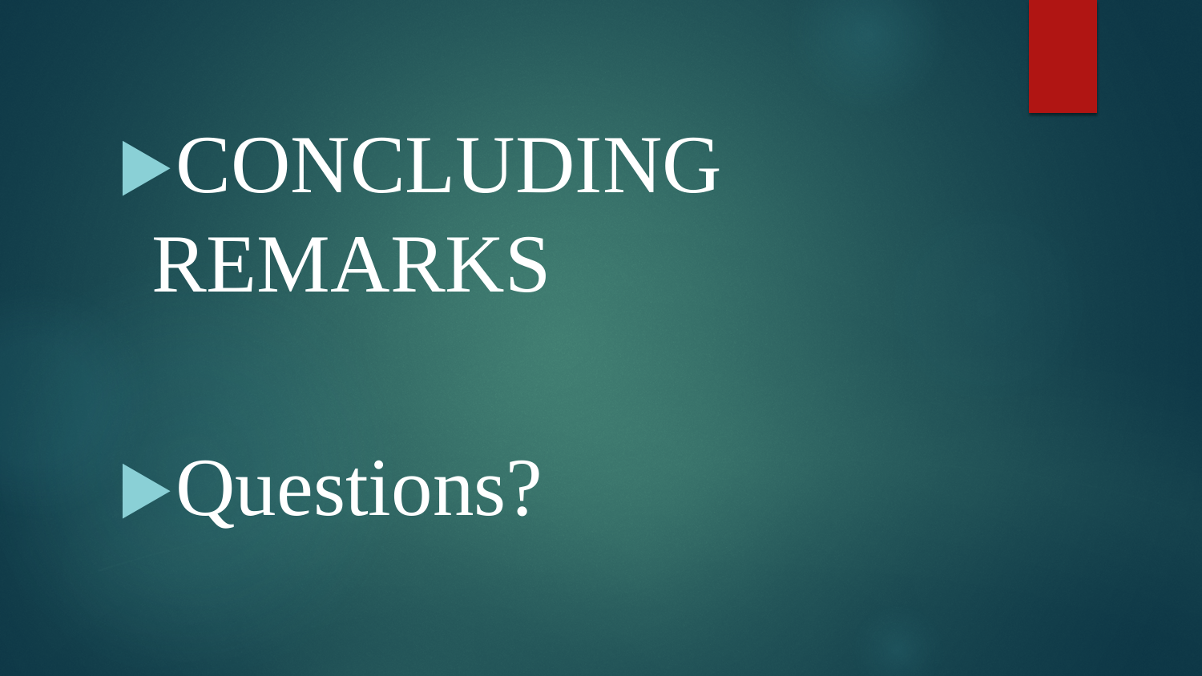- CONCLUDING REMARKS

- Questions?